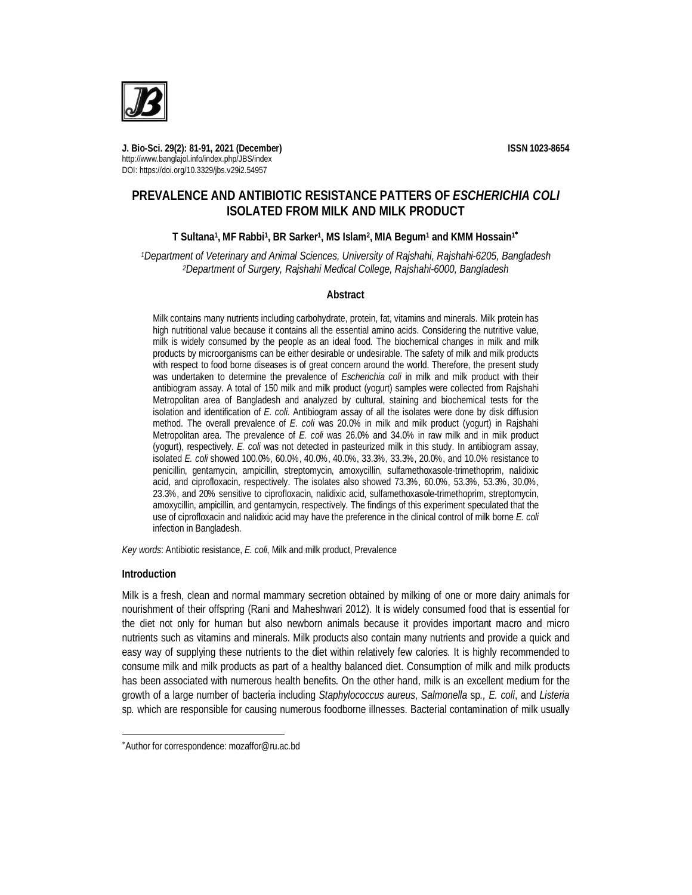J. Bio-Sci. 29(2): 81-91, 2021 (December)
ISSN 1023-8654
http://www.banglajol.info/index.php/JBS/index
DOI: https://doi.org/10.3329/jbs.v29i2.54957

# PREVALENCE AND ANTIBIOTIC RESISTANCE PATTERS OF *ESCHERICHIA COLI* ISOLATED FROM MILK AND MILK PRODUCT

**T Sultana[1], MF Rabbi[1], BR Sarker[1], MS Islam[2], MIA Begum[1] and KMM Hossain[1]***

*[1]Department of Veterinary and Animal Sciences, University of Rajshahi, Rajshahi-6205, Bangladesh*
*[2]Department of Surgery, Rajshahi Medical College, Rajshahi-6000, Bangladesh*

## Abstract

Milk contains many nutrients including carbohydrate, protein, fat, vitamins and minerals. Milk protein has high nutritional value because it contains all the essential amino acids. Considering the nutritive value, milk is widely consumed by the people as an ideal food. The biochemical changes in milk and milk products by microorganisms can be either desirable or undesirable. The safety of milk and milk products with respect to food borne diseases is of great concern around the world. Therefore, the present study was undertaken to determine the prevalence of *Escherichia coli* in milk and milk product with their antibiogram assay. A total of 150 milk and milk product (yogurt) samples were collected from Rajshahi Metropolitan area of Bangladesh and analyzed by cultural, staining and biochemical tests for the isolation and identification of *E. coli.* Antibiogram assay of all the isolates were done by disk diffusion method. The overall prevalence of *E. coli* was 20.0% in milk and milk product (yogurt) in Rajshahi Metropolitan area. The prevalence of *E. coli* was 26.0% and 34.0% in raw milk and in milk product (yogurt), respectively. *E. coli* was not detected in pasteurized milk in this study. In antibiogram assay, isolated *E. coli* showed 100.0%, 60.0%, 40.0%, 40.0%, 33.3%, 33.3%, 20.0%, and 10.0% resistance to penicillin, gentamycin, ampicillin, streptomycin, amoxycillin, sulfamethoxasole-trimethoprim, nalidixic acid, and ciprofloxacin, respectively. The isolates also showed 73.3%, 60.0%, 53.3%, 53.3%, 30.0%, 23.3%, and 20% sensitive to ciprofloxacin, nalidixic acid, sulfamethoxasole-trimethoprim, streptomycin, amoxycillin, ampicillin, and gentamycin, respectively. The findings of this experiment speculated that the use of ciprofloxacin and nalidixic acid may have the preference in the clinical control of milk borne *E. coli* infection in Bangladesh.

*Key words*: Antibiotic resistance, *E. coli*, Milk and milk product, Prevalence

## Introduction

Milk is a fresh, clean and normal mammary secretion obtained by milking of one or more dairy animals for nourishment of their offspring (Rani and Maheshwari 2012). It is widely consumed food that is essential for the diet not only for human but also newborn animals because it provides important macro and micro nutrients such as vitamins and minerals. Milk products also contain many nutrients and provide a quick and easy way of supplying these nutrients to the diet within relatively few calories. It is highly recommended to consume milk and milk products as part of a healthy balanced diet. Consumption of milk and milk products has been associated with numerous health benefits. On the other hand, milk is an excellent medium for the growth of a large number of bacteria including *Staphylococcus aureus*, *Salmonella* sp*., E. coli*, and *Listeria* sp*.* which are responsible for causing numerous foodborne illnesses. Bacterial contamination of milk usually

*Author for correspondence: mozaffor@ru.ac.bd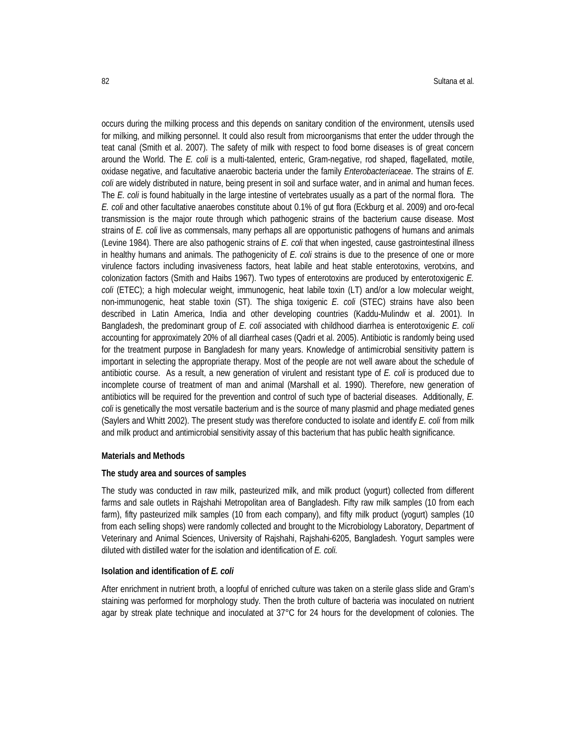occurs during the milking process and this depends on sanitary condition of the environment, utensils used for milking, and milking personnel. It could also result from microorganisms that enter the udder through the teat canal (Smith et al. 2007). The safety of milk with respect to food borne diseases is of great concern around the World. The *E. coli* is a multi-talented, enteric, Gram-negative, rod shaped, flagellated, motile, oxidase negative, and facultative anaerobic bacteria under the family *Enterobacteriaceae*. The strains of *E. coli* are widely distributed in nature, being present in soil and surface water, and in animal and human feces. The *E. coli* is found habitually in the large intestine of vertebrates usually as a part of the normal flora. The *E. coli* and other facultative anaerobes constitute about 0.1% of gut flora (Eckburg et al. 2009) and oro-fecal transmission is the major route through which pathogenic strains of the bacterium cause disease. Most strains of *E. coli* live as commensals, many perhaps all are opportunistic pathogens of humans and animals (Levine 1984). There are also pathogenic strains of *E. coli* that when ingested, cause gastrointestinal illness in healthy humans and animals. The pathogenicity of *E. coli* strains is due to the presence of one or more virulence factors including invasiveness factors, heat labile and heat stable enterotoxins, verotxins, and colonization factors (Smith and Haibs 1967). Two types of enterotoxins are produced by enterotoxigenic *E. coli* (ETEC); a high molecular weight, immunogenic, heat labile toxin (LT) and/or a low molecular weight, non-immunogenic, heat stable toxin (ST). The shiga toxigenic *E. coli* (STEC) strains have also been described in Latin America, India and other developing countries (Kaddu-Mulindw et al. 2001). In Bangladesh, the predominant group of *E. coli* associated with childhood diarrhea is enterotoxigenic *E. coli* accounting for approximately 20% of all diarrheal cases (Qadri et al. 2005). Antibiotic is randomly being used for the treatment purpose in Bangladesh for many years. Knowledge of antimicrobial sensitivity pattern is important in selecting the appropriate therapy. Most of the people are not well aware about the schedule of antibiotic course. As a result, a new generation of virulent and resistant type of *E. coli* is produced due to incomplete course of treatment of man and animal (Marshall et al. 1990). Therefore, new generation of antibiotics will be required for the prevention and control of such type of bacterial diseases. Additionally, *E. coli* is genetically the most versatile bacterium and is the source of many plasmid and phage mediated genes (Saylers and Whitt 2002). The present study was therefore conducted to isolate and identify *E. coli* from milk and milk product and antimicrobial sensitivity assay of this bacterium that has public health significance.

## Materials and Methods

### The study area and sources of samples

The study was conducted in raw milk, pasteurized milk, and milk product (yogurt) collected from different farms and sale outlets in Rajshahi Metropolitan area of Bangladesh. Fifty raw milk samples (10 from each farm), fifty pasteurized milk samples (10 from each company), and fifty milk product (yogurt) samples (10 from each selling shops) were randomly collected and brought to the Microbiology Laboratory, Department of Veterinary and Animal Sciences, University of Rajshahi, Rajshahi-6205, Bangladesh. Yogurt samples were diluted with distilled water for the isolation and identification of *E. coli.*

### Isolation and identification of *E. coli*

After enrichment in nutrient broth, a loopful of enriched culture was taken on a sterile glass slide and Gram's staining was performed for morphology study. Then the broth culture of bacteria was inoculated on nutrient agar by streak plate technique and inoculated at 37°C for 24 hours for the development of colonies. The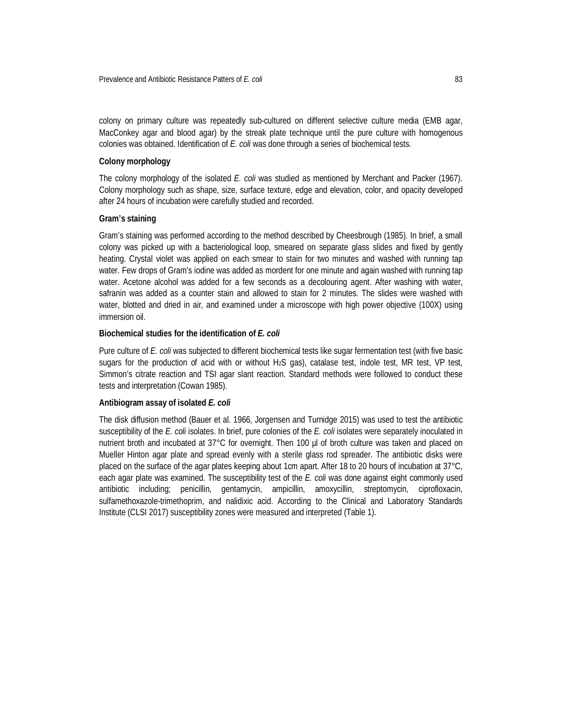colony on primary culture was repeatedly sub-cultured on different selective culture media (EMB agar, MacConkey agar and blood agar) by the streak plate technique until the pure culture with homogenous colonies was obtained. Identification of *E. coli* was done through a series of biochemical tests.

### Colony morphology

The colony morphology of the isolated *E. coli* was studied as mentioned by Merchant and Packer (1967). Colony morphology such as shape, size, surface texture, edge and elevation, color, and opacity developed after 24 hours of incubation were carefully studied and recorded.

### Gram's staining

Gram's staining was performed according to the method described by Cheesbrough (1985). In brief, a small colony was picked up with a bacteriological loop, smeared on separate glass slides and fixed by gently heating. Crystal violet was applied on each smear to stain for two minutes and washed with running tap water. Few drops of Gram's iodine was added as mordent for one minute and again washed with running tap water. Acetone alcohol was added for a few seconds as a decolouring agent. After washing with water, safranin was added as a counter stain and allowed to stain for 2 minutes. The slides were washed with water, blotted and dried in air, and examined under a microscope with high power objective (100X) using immersion oil.

### Biochemical studies for the identification of *E. coli*

Pure culture of *E. coli* was subjected to different biochemical tests like sugar fermentation test (with five basic sugars for the production of acid with or without $H_2S$ gas), catalase test, indole test, MR test, VP test, Simmon's citrate reaction and TSI agar slant reaction. Standard methods were followed to conduct these tests and interpretation (Cowan 1985).

### Antibiogram assay of isolated *E. coli*

The disk diffusion method (Bauer et al. 1966, Jorgensen and Turnidge 2015) was used to test the antibiotic susceptibility of the *E. coli* isolates. In brief, pure colonies of the *E. coli* isolates were separately inoculated in nutrient broth and incubated at 37°C for overnight. Then 100 µl of broth culture was taken and placed on Mueller Hinton agar plate and spread evenly with a sterile glass rod spreader. The antibiotic disks were placed on the surface of the agar plates keeping about 1cm apart. After 18 to 20 hours of incubation at 37°C, each agar plate was examined. The susceptibility test of the *E. coli* was done against eight commonly used antibiotic including; penicillin, gentamycin, ampicillin, amoxycillin, streptomycin, ciprofloxacin, sulfamethoxazole-trimethoprim, and nalidixic acid. According to the Clinical and Laboratory Standards Institute (CLSI 2017) susceptibility zones were measured and interpreted (Table 1).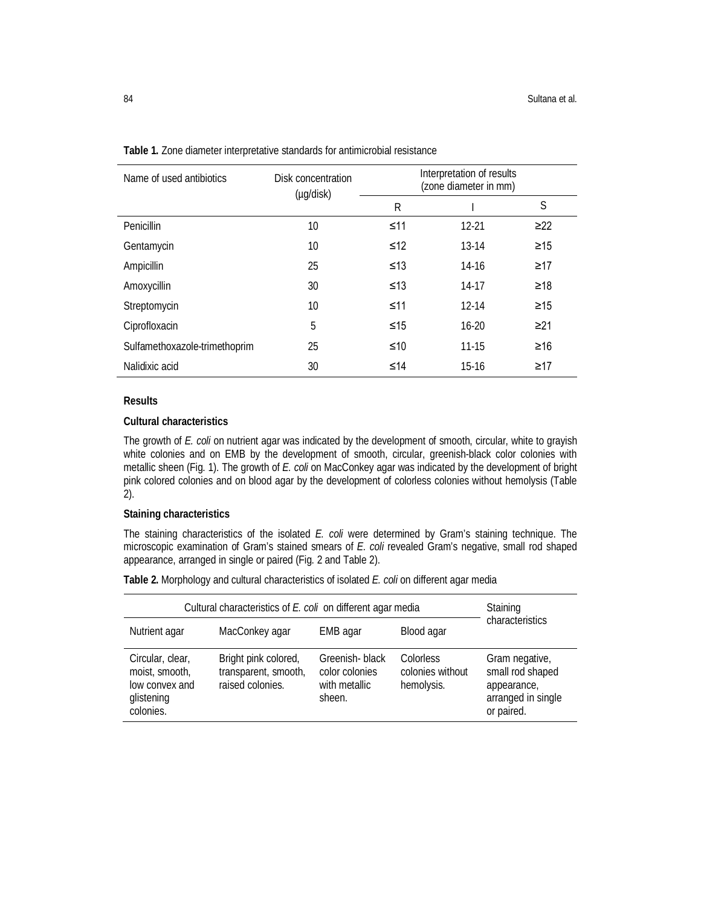**Table 1.** Zone diameter interpretative standards for antimicrobial resistance

| Name of used antibiotics | Disk concentration (µg/disk) | Interpretation of results (zone diameter in mm) | | |
|---|---|---|---|---|
| | | R | I | S |
| Penicillin | 10 | ≤11 | 12-21 | ≥22 |
| Gentamycin | 10 | ≤12 | 13-14 | ≥15 |
| Ampicillin | 25 | ≤13 | 14-16 | ≥17 |
| Amoxycillin | 30 | ≤13 | 14-17 | ≥18 |
| Streptomycin | 10 | ≤11 | 12-14 | ≥15 |
| Ciprofloxacin | 5 | ≤15 | 16-20 | ≥21 |
| Sulfamethoxazole-trimethoprim | 25 | ≤10 | 11-15 | ≥16 |
| Nalidixic acid | 30 | ≤14 | 15-16 | ≥17 |

## Results

### Cultural characteristics

The growth of *E. coli* on nutrient agar was indicated by the development of smooth, circular, white to grayish white colonies and on EMB by the development of smooth, circular, greenish-black color colonies with metallic sheen (Fig. 1). The growth of *E. coli* on MacConkey agar was indicated by the development of bright pink colored colonies and on blood agar by the development of colorless colonies without hemolysis (Table 2).

### Staining characteristics

The staining characteristics of the isolated *E. coli* were determined by Gram's staining technique. The microscopic examination of Gram's stained smears of *E. coli* revealed Gram's negative, small rod shaped appearance, arranged in single or paired (Fig. 2 and Table 2).

**Table 2.** Morphology and cultural characteristics of isolated *E. coli* on different agar media

| Cultural characteristics of *E. coli* on different agar media | | | | Staining characteristics |
|---|---|---|---|---|
| Nutrient agar | MacConkey agar | EMB agar | Blood agar | |
| Circular, clear, moist, smooth, low convex and glistening colonies. | Bright pink colored, transparent, smooth, raised colonies. | Greenish- black color colonies with metallic sheen. | Colorless colonies without hemolysis. | Gram negative, small rod shaped appearance, arranged in single or paired. |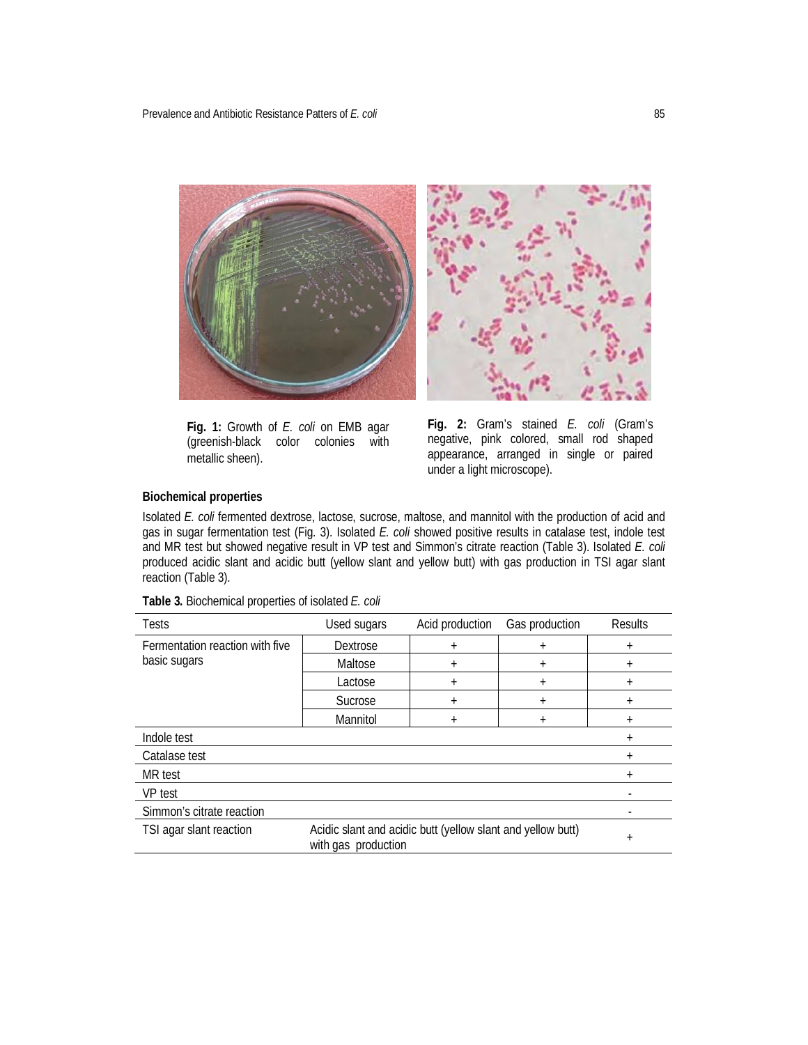Fig. 1: Growth of *E. coli* on EMB agar (greenish-black color colonies with metallic sheen).

Fig. 2: Gram's stained *E. coli* (Gram's negative, pink colored, small rod shaped appearance, arranged in single or paired under a light microscope).

### Biochemical properties

Isolated *E. coli* fermented dextrose, lactose, sucrose, maltose, and mannitol with the production of acid and gas in sugar fermentation test (Fig. 3). Isolated *E. coli* showed positive results in catalase test, indole test and MR test but showed negative result in VP test and Simmon's citrate reaction (Table 3). Isolated *E. coli* produced acidic slant and acidic butt (yellow slant and yellow butt) with gas production in TSI agar slant reaction (Table 3).

**Table 3.** Biochemical properties of isolated *E. coli*

| Tests | Used sugars | Acid production | Gas production | Results |
|---|---|---|---|---|
| Fermentation reaction with five basic sugars | Dextrose | + | + | + |
| | Maltose | + | + | + |
| | Lactose | + | + | + |
| | Sucrose | + | + | + |
| | Mannitol | + | + | + |
| Indole test | | | | + |
| Catalase test | | | | + |
| MR test | | | | + |
| VP test | | | | - |
| Simmon's citrate reaction | | | | - |
| TSI agar slant reaction | Acidic slant and acidic butt (yellow slant and yellow butt) with gas production | | | + |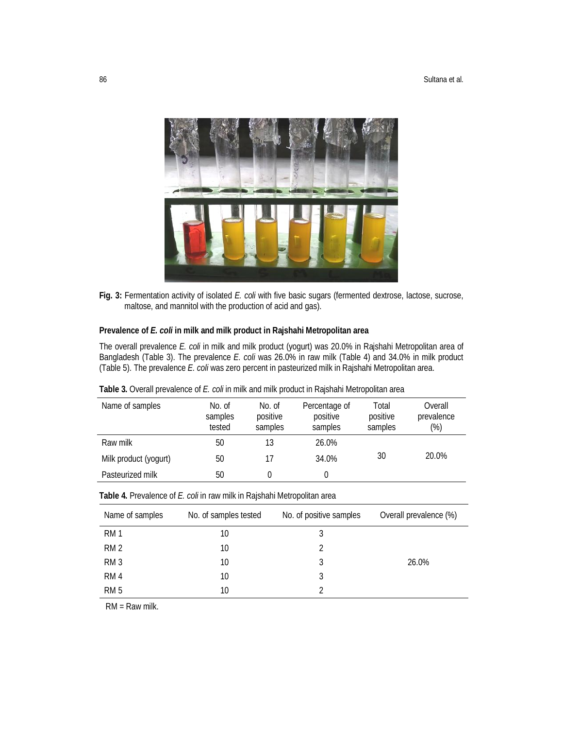**Fig. 3:** Fermentation activity of isolated *E. coli* with five basic sugars (fermented dextrose, lactose, sucrose, maltose, and mannitol with the production of acid and gas).

### Prevalence of *E. coli* in milk and milk product in Rajshahi Metropolitan area

The overall prevalence *E. coli* in milk and milk product (yogurt) was 20.0% in Rajshahi Metropolitan area of Bangladesh (Table 3). The prevalence *E. coli* was 26.0% in raw milk (Table 4) and 34.0% in milk product (Table 5). The prevalence *E. coli* was zero percent in pasteurized milk in Rajshahi Metropolitan area.

**Table 3.** Overall prevalence of *E. coli* in milk and milk product in Rajshahi Metropolitan area

| Name of samples | No. of samples tested | No. of positive samples | Percentage of positive samples | Total positive samples | Overall prevalence (%) |
|---|---|---|---|---|---|
| Raw milk | 50 | 13 | 26.0% | | |
| Milk product (yogurt) | 50 | 17 | 34.0% | 30 | 20.0% |
| Pasteurized milk | 50 | 0 | 0 | | |

**Table 4.** Prevalence of *E. coli* in raw milk in Rajshahi Metropolitan area

| Name of samples | No. of samples tested | No. of positive samples | Overall prevalence (%) |
|---|---|---|---|
| RM 1 | 10 | 3 | |
| RM 2 | 10 | 2 | |
| RM 3 | 10 | 3 | 26.0% |
| RM 4 | 10 | 3 | |
| RM 5 | 10 | 2 | |

RM = Raw milk.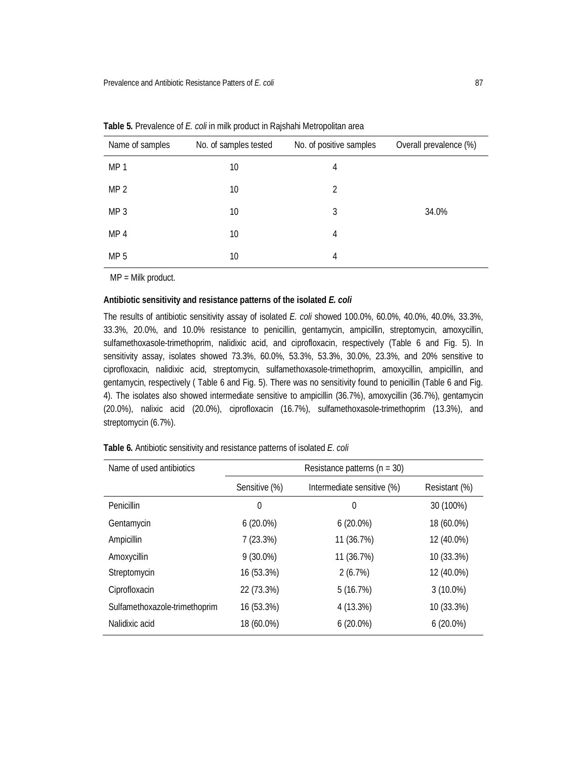**Table 5.** Prevalence of *E. coli* in milk product in Rajshahi Metropolitan area

| Name of samples | No. of samples tested | No. of positive samples | Overall prevalence (%) |
|---|---|---|---|
| MP 1 | 10 | 4 | |
| MP 2 | 10 | 2 | |
| MP 3 | 10 | 3 | 34.0% |
| MP 4 | 10 | 4 | |
| MP 5 | 10 | 4 | |

MP = Milk product.

**Antibiotic sensitivity and resistance patterns of the isolated *E. coli***

The results of antibiotic sensitivity assay of isolated *E. coli* showed 100.0%, 60.0%, 40.0%, 40.0%, 33.3%, 33.3%, 20.0%, and 10.0% resistance to penicillin, gentamycin, ampicillin, streptomycin, amoxycillin, sulfamethoxasole-trimethoprim, nalidixic acid, and ciprofloxacin, respectively (Table 6 and Fig. 5). In sensitivity assay, isolates showed 73.3%, 60.0%, 53.3%, 53.3%, 30.0%, 23.3%, and 20% sensitive to ciprofloxacin, nalidixic acid, streptomycin, sulfamethoxasole-trimethoprim, amoxycillin, ampicillin, and gentamycin, respectively ( Table 6 and Fig. 5). There was no sensitivity found to penicillin (Table 6 and Fig. 4). The isolates also showed intermediate sensitive to ampicillin (36.7%), amoxycillin (36.7%), gentamycin (20.0%), nalixic acid (20.0%), ciprofloxacin (16.7%), sulfamethoxasole-trimethoprim (13.3%), and streptomycin (6.7%).

**Table 6.** Antibiotic sensitivity and resistance patterns of isolated *E. coli*

| Name of used antibiotics | Resistance patterns (n = 30) | | |
|---|---|---|---|
| | Sensitive (%) | Intermediate sensitive (%) | Resistant (%) |
| Penicillin | 0 | 0 | 30 (100%) |
| Gentamycin | 6 (20.0%) | 6 (20.0%) | 18 (60.0%) |
| Ampicillin | 7 (23.3%) | 11 (36.7%) | 12 (40.0%) |
| Amoxycillin | 9 (30.0%) | 11 (36.7%) | 10 (33.3%) |
| Streptomycin | 16 (53.3%) | 2 (6.7%) | 12 (40.0%) |
| Ciprofloxacin | 22 (73.3%) | 5 (16.7%) | 3 (10.0%) |
| Sulfamethoxazole-trimethoprim | 16 (53.3%) | 4 (13.3%) | 10 (33.3%) |
| Nalidixic acid | 18 (60.0%) | 6 (20.0%) | 6 (20.0%) |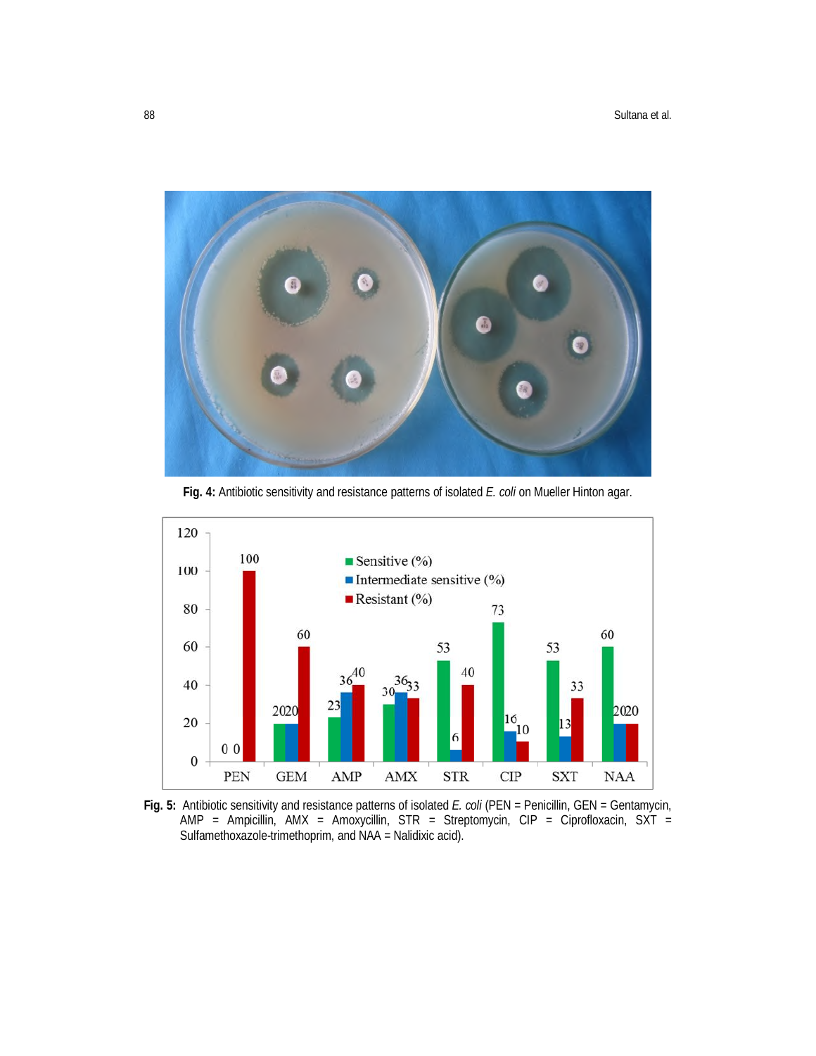Fig. 4: Antibiotic sensitivity and resistance patterns of isolated *E. coli* on Mueller Hinton agar.

Fig. 5: Antibiotic sensitivity and resistance patterns of isolated *E. coli* (PEN = Penicillin, GEN = Gentamycin, AMP = Ampicillin, AMX = Amoxycillin, STR = Streptomycin, CIP = Ciprofloxacin, SXT = Sulfamethoxazole-trimethoprim, and NAA = Nalidixic acid).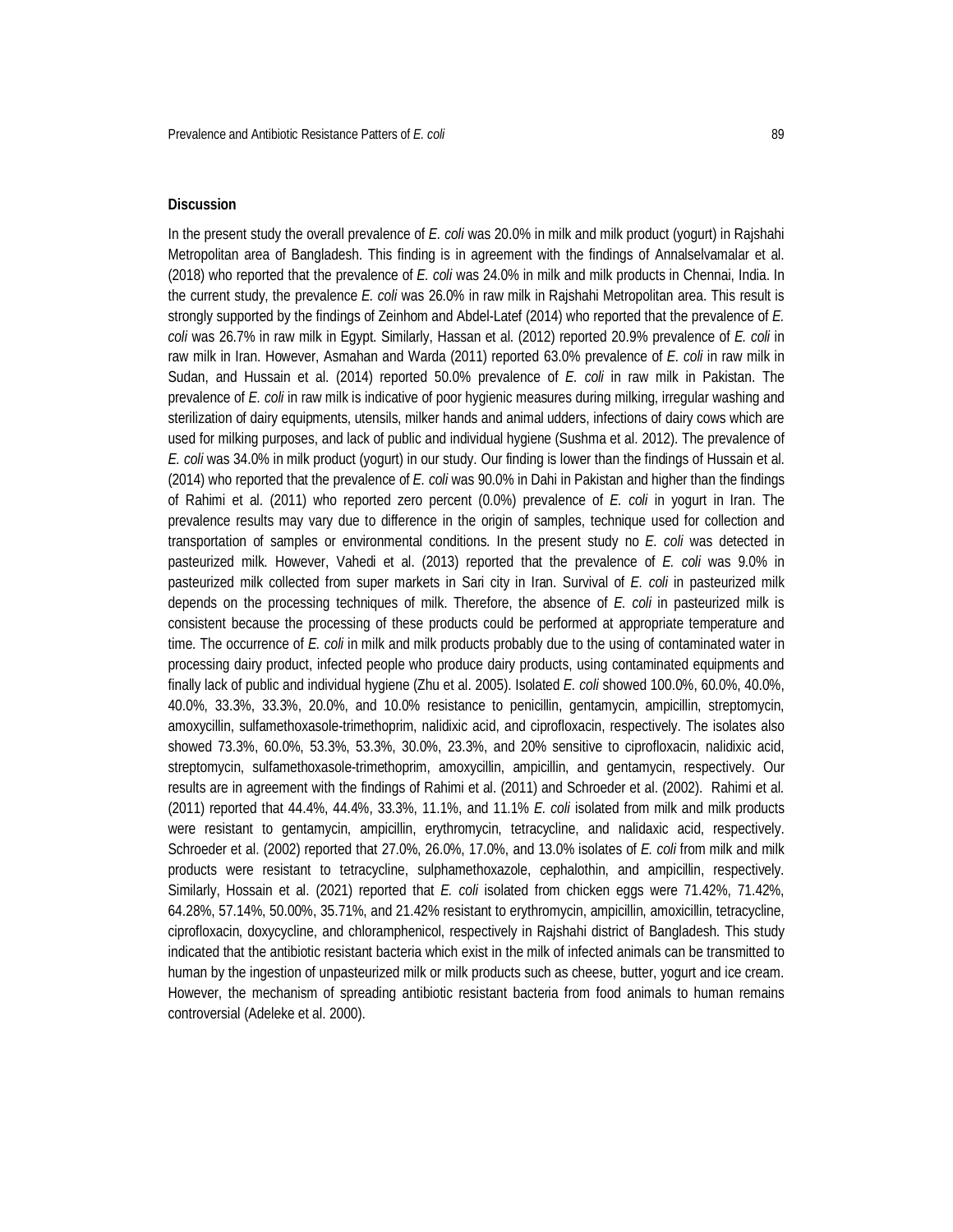**Discussion**

In the present study the overall prevalence of *E. coli* was 20.0% in milk and milk product (yogurt) in Rajshahi Metropolitan area of Bangladesh. This finding is in agreement with the findings of Annalselvamalar et al. (2018) who reported that the prevalence of *E. coli* was 24.0% in milk and milk products in Chennai, India. In the current study, the prevalence *E. coli* was 26.0% in raw milk in Rajshahi Metropolitan area. This result is strongly supported by the findings of Zeinhom and Abdel-Latef (2014) who reported that the prevalence of *E. coli* was 26.7% in raw milk in Egypt. Similarly, Hassan et al. (2012) reported 20.9% prevalence of *E. coli* in raw milk in Iran. However, Asmahan and Warda (2011) reported 63.0% prevalence of *E. coli* in raw milk in Sudan, and Hussain et al. (2014) reported 50.0% prevalence of *E. coli* in raw milk in Pakistan. The prevalence of *E. coli* in raw milk is indicative of poor hygienic measures during milking, irregular washing and sterilization of dairy equipments, utensils, milker hands and animal udders, infections of dairy cows which are used for milking purposes, and lack of public and individual hygiene (Sushma et al. 2012). The prevalence of *E. coli* was 34.0% in milk product (yogurt) in our study. Our finding is lower than the findings of Hussain et al. (2014) who reported that the prevalence of *E. coli* was 90.0% in Dahi in Pakistan and higher than the findings of Rahimi et al. (2011) who reported zero percent (0.0%) prevalence of *E. coli* in yogurt in Iran. The prevalence results may vary due to difference in the origin of samples, technique used for collection and transportation of samples or environmental conditions. In the present study no *E. coli* was detected in pasteurized milk. However, Vahedi et al. (2013) reported that the prevalence of *E. coli* was 9.0% in pasteurized milk collected from super markets in Sari city in Iran. Survival of *E. coli* in pasteurized milk depends on the processing techniques of milk. Therefore, the absence of *E. coli* in pasteurized milk is consistent because the processing of these products could be performed at appropriate temperature and time. The occurrence of *E. coli* in milk and milk products probably due to the using of contaminated water in processing dairy product, infected people who produce dairy products, using contaminated equipments and finally lack of public and individual hygiene (Zhu et al. 2005). Isolated *E. coli* showed 100.0%, 60.0%, 40.0%, 40.0%, 33.3%, 33.3%, 20.0%, and 10.0% resistance to penicillin, gentamycin, ampicillin, streptomycin, amoxycillin, sulfamethoxasole-trimethoprim, nalidixic acid, and ciprofloxacin, respectively. The isolates also showed 73.3%, 60.0%, 53.3%, 53.3%, 30.0%, 23.3%, and 20% sensitive to ciprofloxacin, nalidixic acid, streptomycin, sulfamethoxasole-trimethoprim, amoxycillin, ampicillin, and gentamycin, respectively. Our results are in agreement with the findings of Rahimi et al. (2011) and Schroeder et al. (2002). Rahimi et al. (2011) reported that 44.4%, 44.4%, 33.3%, 11.1%, and 11.1% *E. coli* isolated from milk and milk products were resistant to gentamycin, ampicillin, erythromycin, tetracycline, and nalidaxic acid, respectively. Schroeder et al. (2002) reported that 27.0%, 26.0%, 17.0%, and 13.0% isolates of *E. coli* from milk and milk products were resistant to tetracycline, sulphamethoxazole, cephalothin, and ampicillin, respectively. Similarly, Hossain et al. (2021) reported that *E. coli* isolated from chicken eggs were 71.42%, 71.42%, 64.28%, 57.14%, 50.00%, 35.71%, and 21.42% resistant to erythromycin, ampicillin, amoxicillin, tetracycline, ciprofloxacin, doxycycline, and chloramphenicol, respectively in Rajshahi district of Bangladesh. This study indicated that the antibiotic resistant bacteria which exist in the milk of infected animals can be transmitted to human by the ingestion of unpasteurized milk or milk products such as cheese, butter, yogurt and ice cream. However, the mechanism of spreading antibiotic resistant bacteria from food animals to human remains controversial (Adeleke et al. 2000).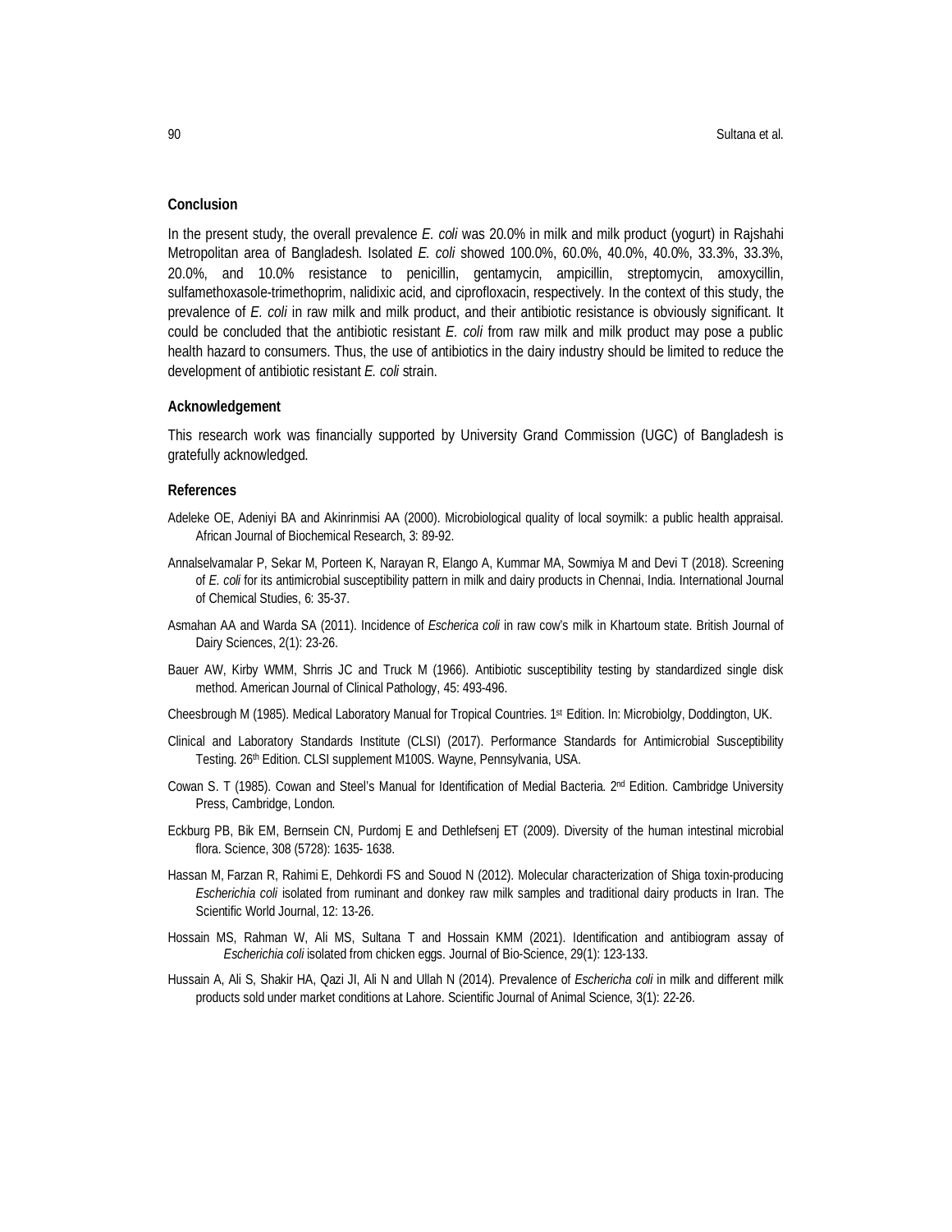## Conclusion

In the present study, the overall prevalence *E. coli* was 20.0% in milk and milk product (yogurt) in Rajshahi Metropolitan area of Bangladesh. Isolated *E. coli* showed 100.0%, 60.0%, 40.0%, 40.0%, 33.3%, 33.3%, 20.0%, and 10.0% resistance to penicillin, gentamycin, ampicillin, streptomycin, amoxycillin, sulfamethoxasole-trimethoprim, nalidixic acid, and ciprofloxacin, respectively. In the context of this study, the prevalence of *E. coli* in raw milk and milk product, and their antibiotic resistance is obviously significant. It could be concluded that the antibiotic resistant *E. coli* from raw milk and milk product may pose a public health hazard to consumers. Thus, the use of antibiotics in the dairy industry should be limited to reduce the development of antibiotic resistant *E. coli* strain.

## Acknowledgement

This research work was financially supported by University Grand Commission (UGC) of Bangladesh is gratefully acknowledged.

## References

Adeleke OE, Adeniyi BA and Akinrinmisi AA (2000). Microbiological quality of local soymilk: a public health appraisal. African Journal of Biochemical Research, 3: 89-92.

Annalselvamalar P, Sekar M, Porteen K, Narayan R, Elango A, Kummar MA, Sowmiya M and Devi T (2018). Screening of *E. coli* for its antimicrobial susceptibility pattern in milk and dairy products in Chennai, India. International Journal of Chemical Studies, 6: 35-37.

Asmahan AA and Warda SA (2011). Incidence of *Escherica coli* in raw cow's milk in Khartoum state. British Journal of Dairy Sciences, 2(1): 23-26.

Bauer AW, Kirby WMM, Shrris JC and Truck M (1966). Antibiotic susceptibility testing by standardized single disk method. American Journal of Clinical Pathology, 45: 493-496.

Cheesbrough M (1985). Medical Laboratory Manual for Tropical Countries. 1st Edition. In: Microbiolgy, Doddington, UK.

Clinical and Laboratory Standards Institute (CLSI) (2017). Performance Standards for Antimicrobial Susceptibility Testing. 26th Edition. CLSI supplement M100S. Wayne, Pennsylvania, USA.

Cowan S. T (1985). Cowan and Steel's Manual for Identification of Medial Bacteria. 2nd Edition. Cambridge University Press, Cambridge, London.

Eckburg PB, Bik EM, Bernsein CN, Purdomj E and Dethlefsenj ET (2009). Diversity of the human intestinal microbial flora. Science, 308 (5728): 1635- 1638.

Hassan M, Farzan R, Rahimi E, Dehkordi FS and Souod N (2012). Molecular characterization of Shiga toxin-producing *Escherichia coli* isolated from ruminant and donkey raw milk samples and traditional dairy products in Iran. The Scientific World Journal, 12: 13-26.

Hossain MS, Rahman W, Ali MS, Sultana T and Hossain KMM (2021). Identification and antibiogram assay of *Escherichia coli* isolated from chicken eggs. Journal of Bio-Science, 29(1): 123-133.

Hussain A, Ali S, Shakir HA, Qazi JI, Ali N and Ullah N (2014). Prevalence of *Eschericha coli* in milk and different milk products sold under market conditions at Lahore. Scientific Journal of Animal Science, 3(1): 22-26.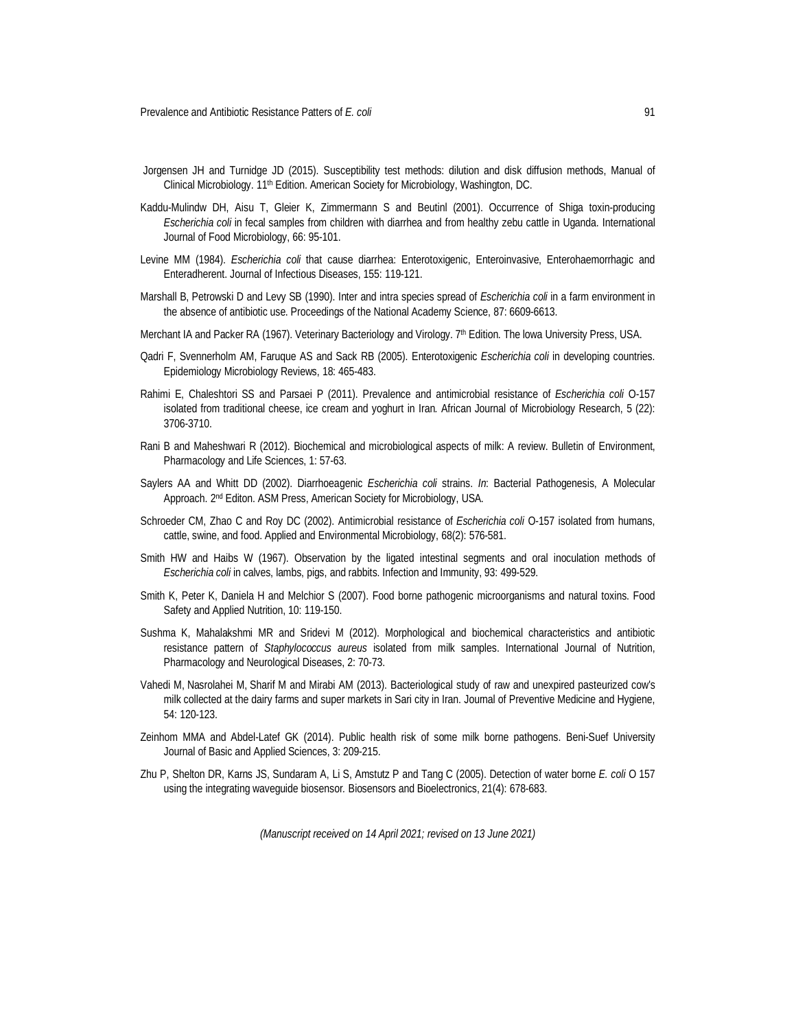Jorgensen JH and Turnidge JD (2015). Susceptibility test methods: dilution and disk diffusion methods, Manual of Clinical Microbiology. 11th Edition. American Society for Microbiology, Washington, DC.

Kaddu-Mulindw DH, Aisu T, Gleier K, Zimmermann S and Beutinl (2001). Occurrence of Shiga toxin-producing *Escherichia coli* in fecal samples from children with diarrhea and from healthy zebu cattle in Uganda. International Journal of Food Microbiology, 66: 95-101.

Levine MM (1984). *Escherichia coli* that cause diarrhea: Enterotoxigenic, Enteroinvasive, Enterohaemorrhagic and Enteradherent. Journal of Infectious Diseases, 155: 119-121.

Marshall B, Petrowski D and Levy SB (1990). Inter and intra species spread of *Escherichia coli* in a farm environment in the absence of antibiotic use. Proceedings of the National Academy Science, 87: 6609-6613.

Merchant IA and Packer RA (1967). Veterinary Bacteriology and Virology. 7th Edition. The Iowa University Press, USA.

Qadri F, Svennerholm AM, Faruque AS and Sack RB (2005). Enterotoxigenic *Escherichia coli* in developing countries. Epidemiology Microbiology Reviews, 18: 465-483.

Rahimi E, Chaleshtori SS and Parsaei P (2011). Prevalence and antimicrobial resistance of *Escherichia coli* O-157 isolated from traditional cheese, ice cream and yoghurt in Iran. African Journal of Microbiology Research, 5 (22): 3706-3710.

Rani B and Maheshwari R (2012). Biochemical and microbiological aspects of milk: A review. Bulletin of Environment, Pharmacology and Life Sciences, 1: 57-63.

Saylers AA and Whitt DD (2002). Diarrhoeagenic *Escherichia coli* strains. *In*: Bacterial Pathogenesis, A Molecular Approach. 2nd Editon. ASM Press, American Society for Microbiology, USA.

Schroeder CM, Zhao C and Roy DC (2002). Antimicrobial resistance of *Escherichia coli* O-157 isolated from humans, cattle, swine, and food. Applied and Environmental Microbiology, 68(2): 576-581.

Smith HW and Haibs W (1967). Observation by the ligated intestinal segments and oral inoculation methods of *Escherichia coli* in calves, lambs, pigs, and rabbits. Infection and Immunity, 93: 499-529.

Smith K, Peter K, Daniela H and Melchior S (2007). Food borne pathogenic microorganisms and natural toxins. Food Safety and Applied Nutrition, 10: 119-150.

Sushma K, Mahalakshmi MR and Sridevi M (2012). Morphological and biochemical characteristics and antibiotic resistance pattern of *Staphylococcus aureus* isolated from milk samples. International Journal of Nutrition, Pharmacology and Neurological Diseases, 2: 70-73.

Vahedi M, Nasrolahei M, Sharif M and Mirabi AM (2013). Bacteriological study of raw and unexpired pasteurized cow's milk collected at the dairy farms and super markets in Sari city in Iran. Journal of Preventive Medicine and Hygiene, 54: 120-123.

Zeinhom MMA and Abdel-Latef GK (2014). Public health risk of some milk borne pathogens. Beni-Suef University Journal of Basic and Applied Sciences, 3: 209-215.

Zhu P, Shelton DR, Karns JS, Sundaram A, Li S, Amstutz P and Tang C (2005). Detection of water borne *E. coli* O 157 using the integrating waveguide biosensor. Biosensors and Bioelectronics, 21(4): 678-683.

*(Manuscript received on 14 April 2021; revised on 13 June 2021)*